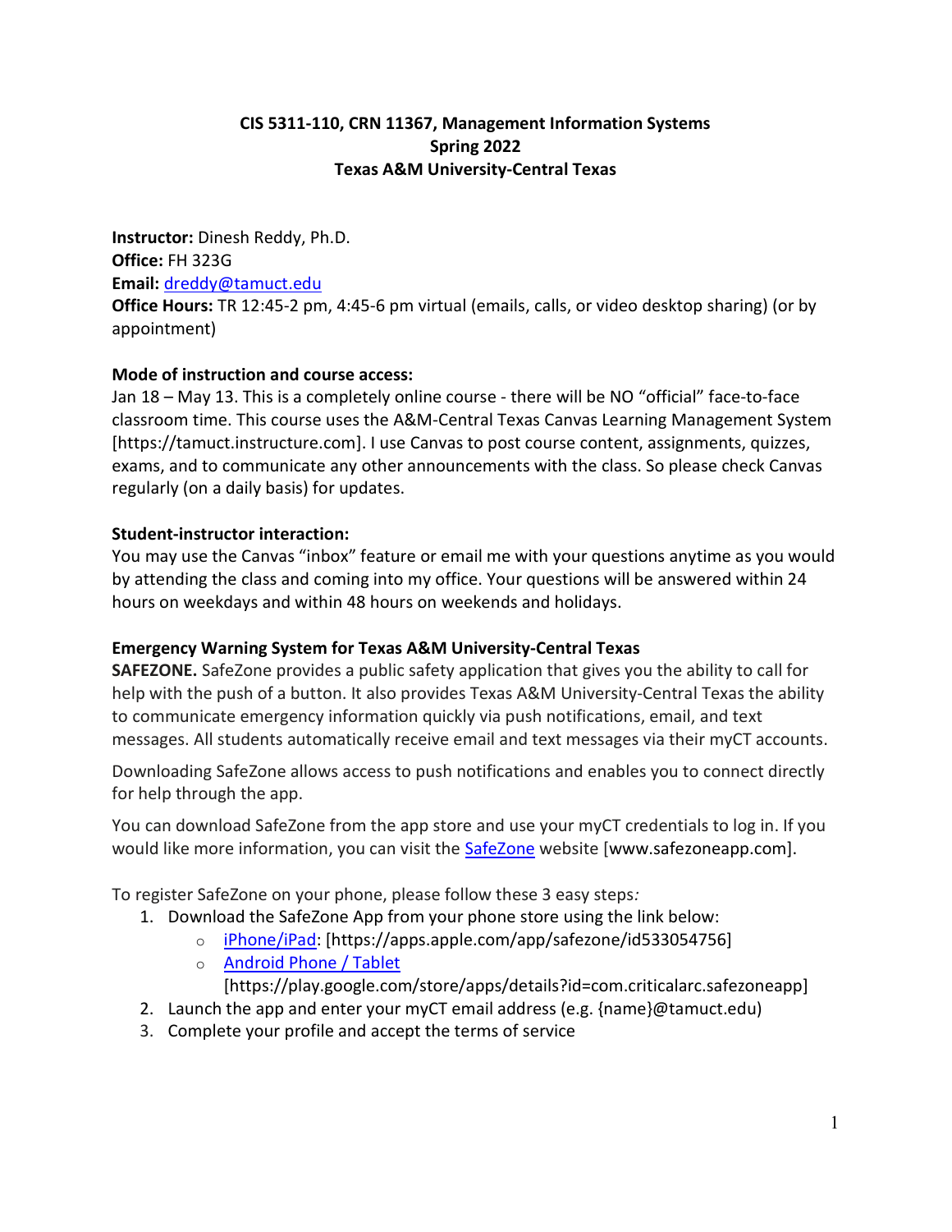**CIS 5311-110, CRN 11367, Management Information Systems**
**Spring 2022**
**Texas A&M University-Central Texas**

**Instructor:** Dinesh Reddy, Ph.D.
**Office:** FH 323G
**Email:** [dreddy@tamuct.edu](mailto:dreddy@tamuct.edu)
**Office Hours:** TR 12:45-2 pm, 4:45-6 pm virtual (emails, calls, or video desktop sharing) (or by appointment)

**Mode of instruction and course access:**
Jan 18 – May 13. This is a completely online course - there will be NO "official" face-to-face classroom time. This course uses the A&M-Central Texas Canvas Learning Management System [https://tamuct.instructure.com]. I use Canvas to post course content, assignments, quizzes, exams, and to communicate any other announcements with the class. So please check Canvas regularly (on a daily basis) for updates.

**Student-instructor interaction:**
You may use the Canvas "inbox" feature or email me with your questions anytime as you would by attending the class and coming into my office. Your questions will be answered within 24 hours on weekdays and within 48 hours on weekends and holidays.

**Emergency Warning System for Texas A&M University-Central Texas**
**SAFEZONE.** SafeZone provides a public safety application that gives you the ability to call for help with the push of a button. It also provides Texas A&M University-Central Texas the ability to communicate emergency information quickly via push notifications, email, and text messages. All students automatically receive email and text messages via their myCT accounts.

Downloading SafeZone allows access to push notifications and enables you to connect directly for help through the app.

You can download SafeZone from the app store and use your myCT credentials to log in. If you would like more information, you can visit the SafeZone website [www.safezoneapp.com].

To register SafeZone on your phone, please follow these 3 easy steps*:*

1. Download the SafeZone App from your phone store using the link below:
   - iPhone/iPad: [https://apps.apple.com/app/safezone/id533054756]
   - Android Phone / Tablet [https://play.google.com/store/apps/details?id=com.criticalarc.safezoneapp]
2. Launch the app and enter your myCT email address (e.g. {name}@tamuct.edu)
3. Complete your profile and accept the terms of service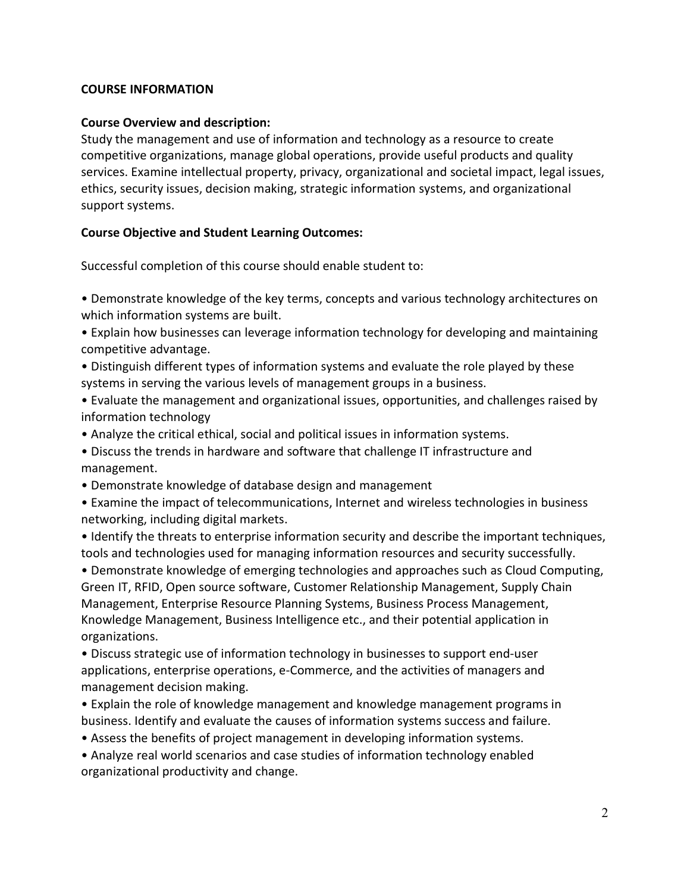## COURSE INFORMATION

### Course Overview and description:

Study the management and use of information and technology as a resource to create competitive organizations, manage global operations, provide useful products and quality services. Examine intellectual property, privacy, organizational and societal impact, legal issues, ethics, security issues, decision making, strategic information systems, and organizational support systems.

### Course Objective and Student Learning Outcomes:

Successful completion of this course should enable student to:

- Demonstrate knowledge of the key terms, concepts and various technology architectures on which information systems are built.
- Explain how businesses can leverage information technology for developing and maintaining competitive advantage.
- Distinguish different types of information systems and evaluate the role played by these systems in serving the various levels of management groups in a business.
- Evaluate the management and organizational issues, opportunities, and challenges raised by information technology
- Analyze the critical ethical, social and political issues in information systems.
- Discuss the trends in hardware and software that challenge IT infrastructure and management.
- Demonstrate knowledge of database design and management
- Examine the impact of telecommunications, Internet and wireless technologies in business networking, including digital markets.
- Identify the threats to enterprise information security and describe the important techniques, tools and technologies used for managing information resources and security successfully.
- Demonstrate knowledge of emerging technologies and approaches such as Cloud Computing, Green IT, RFID, Open source software, Customer Relationship Management, Supply Chain Management, Enterprise Resource Planning Systems, Business Process Management, Knowledge Management, Business Intelligence etc., and their potential application in organizations.
- Discuss strategic use of information technology in businesses to support end-user applications, enterprise operations, e-Commerce, and the activities of managers and management decision making.
- Explain the role of knowledge management and knowledge management programs in business. Identify and evaluate the causes of information systems success and failure.
- Assess the benefits of project management in developing information systems.
- Analyze real world scenarios and case studies of information technology enabled organizational productivity and change.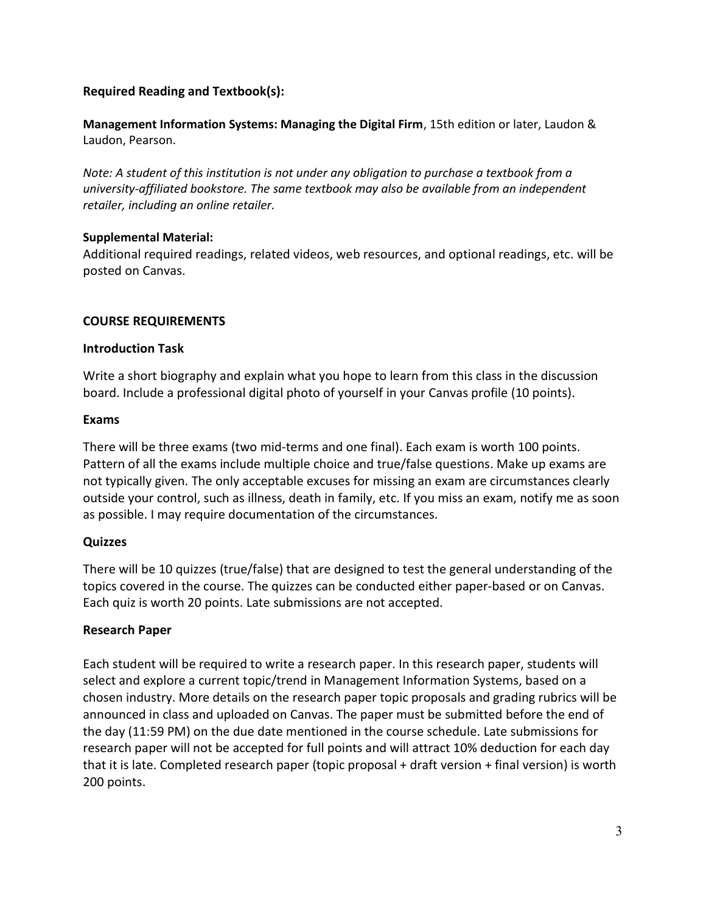**Required Reading and Textbook(s):**

**Management Information Systems: Managing the Digital Firm**, 15th edition or later, Laudon & Laudon, Pearson.

*Note: A student of this institution is not under any obligation to purchase a textbook from a university-affiliated bookstore. The same textbook may also be available from an independent retailer, including an online retailer.*

**Supplemental Material:**
Additional required readings, related videos, web resources, and optional readings, etc. will be posted on Canvas.

## COURSE REQUIREMENTS

### Introduction Task

Write a short biography and explain what you hope to learn from this class in the discussion board. Include a professional digital photo of yourself in your Canvas profile (10 points).

### Exams

There will be three exams (two mid-terms and one final). Each exam is worth 100 points. Pattern of all the exams include multiple choice and true/false questions. Make up exams are not typically given. The only acceptable excuses for missing an exam are circumstances clearly outside your control, such as illness, death in family, etc. If you miss an exam, notify me as soon as possible. I may require documentation of the circumstances.

### Quizzes

There will be 10 quizzes (true/false) that are designed to test the general understanding of the topics covered in the course. The quizzes can be conducted either paper-based or on Canvas. Each quiz is worth 20 points. Late submissions are not accepted.

### Research Paper

Each student will be required to write a research paper. In this research paper, students will select and explore a current topic/trend in Management Information Systems, based on a chosen industry. More details on the research paper topic proposals and grading rubrics will be announced in class and uploaded on Canvas. The paper must be submitted before the end of the day (11:59 PM) on the due date mentioned in the course schedule. Late submissions for research paper will not be accepted for full points and will attract 10% deduction for each day that it is late. Completed research paper (topic proposal + draft version + final version) is worth 200 points.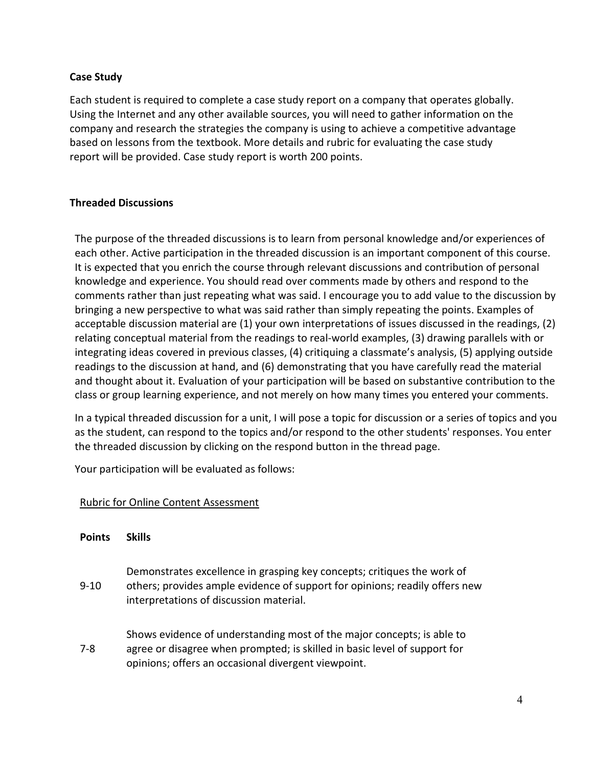**Case Study**

Each student is required to complete a case study report on a company that operates globally. Using the Internet and any other available sources, you will need to gather information on the company and research the strategies the company is using to achieve a competitive advantage based on lessons from the textbook. More details and rubric for evaluating the case study report will be provided. Case study report is worth 200 points.

**Threaded Discussions**

The purpose of the threaded discussions is to learn from personal knowledge and/or experiences of each other. Active participation in the threaded discussion is an important component of this course. It is expected that you enrich the course through relevant discussions and contribution of personal knowledge and experience. You should read over comments made by others and respond to the comments rather than just repeating what was said. I encourage you to add value to the discussion by bringing a new perspective to what was said rather than simply repeating the points. Examples of acceptable discussion material are (1) your own interpretations of issues discussed in the readings, (2) relating conceptual material from the readings to real-world examples, (3) drawing parallels with or integrating ideas covered in previous classes, (4) critiquing a classmate's analysis, (5) applying outside readings to the discussion at hand, and (6) demonstrating that you have carefully read the material and thought about it. Evaluation of your participation will be based on substantive contribution to the class or group learning experience, and not merely on how many times you entered your comments.

In a typical threaded discussion for a unit, I will pose a topic for discussion or a series of topics and you as the student, can respond to the topics and/or respond to the other students' responses. You enter the threaded discussion by clicking on the respond button in the thread page.

Your participation will be evaluated as follows:

<u>Rubric for Online Content Assessment</u>

| **Points** | **Skills** |
|---|---|
| 9-10 | Demonstrates excellence in grasping key concepts; critiques the work of others; provides ample evidence of support for opinions; readily offers new interpretations of discussion material. |
| 7-8 | Shows evidence of understanding most of the major concepts; is able to agree or disagree when prompted; is skilled in basic level of support for opinions; offers an occasional divergent viewpoint. |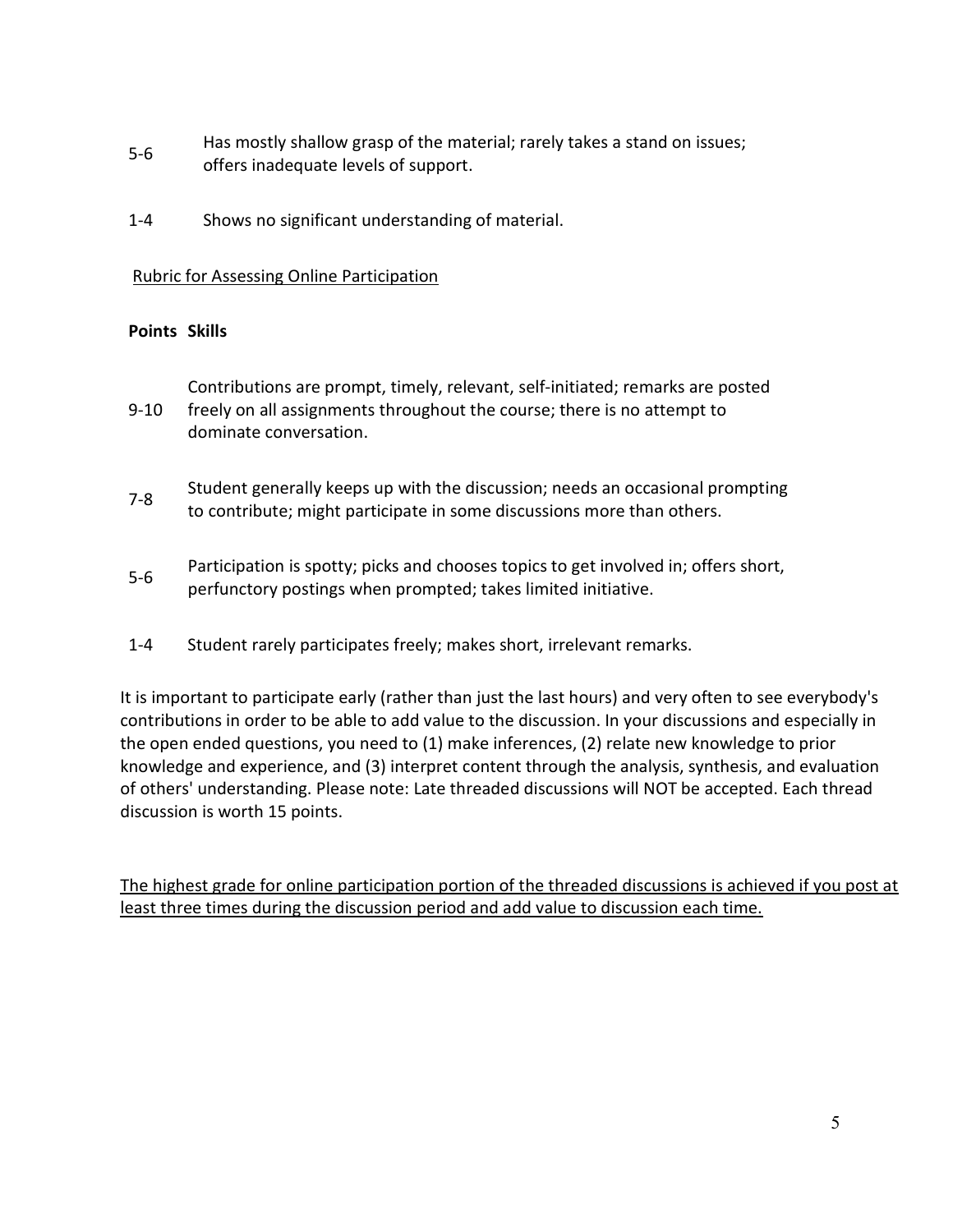| | |
|---|---|
| 5-6 | Has mostly shallow grasp of the material; rarely takes a stand on issues; offers inadequate levels of support. |
| 1-4 | Shows no significant understanding of material. |

<u>Rubric for Assessing Online Participation</u>

| **Points** | **Skills** |
|---|---|
| 9-10 | Contributions are prompt, timely, relevant, self-initiated; remarks are posted freely on all assignments throughout the course; there is no attempt to dominate conversation. |
| 7-8 | Student generally keeps up with the discussion; needs an occasional prompting to contribute; might participate in some discussions more than others. |
| 5-6 | Participation is spotty; picks and chooses topics to get involved in; offers short, perfunctory postings when prompted; takes limited initiative. |
| 1-4 | Student rarely participates freely; makes short, irrelevant remarks. |

It is important to participate early (rather than just the last hours) and very often to see everybody's contributions in order to be able to add value to the discussion. In your discussions and especially in the open ended questions, you need to (1) make inferences, (2) relate new knowledge to prior knowledge and experience, and (3) interpret content through the analysis, synthesis, and evaluation of others' understanding. Please note: Late threaded discussions will NOT be accepted. Each thread discussion is worth 15 points.

<u>The highest grade for online participation portion of the threaded discussions is achieved if you post at least three times during the discussion period and add value to discussion each time.</u>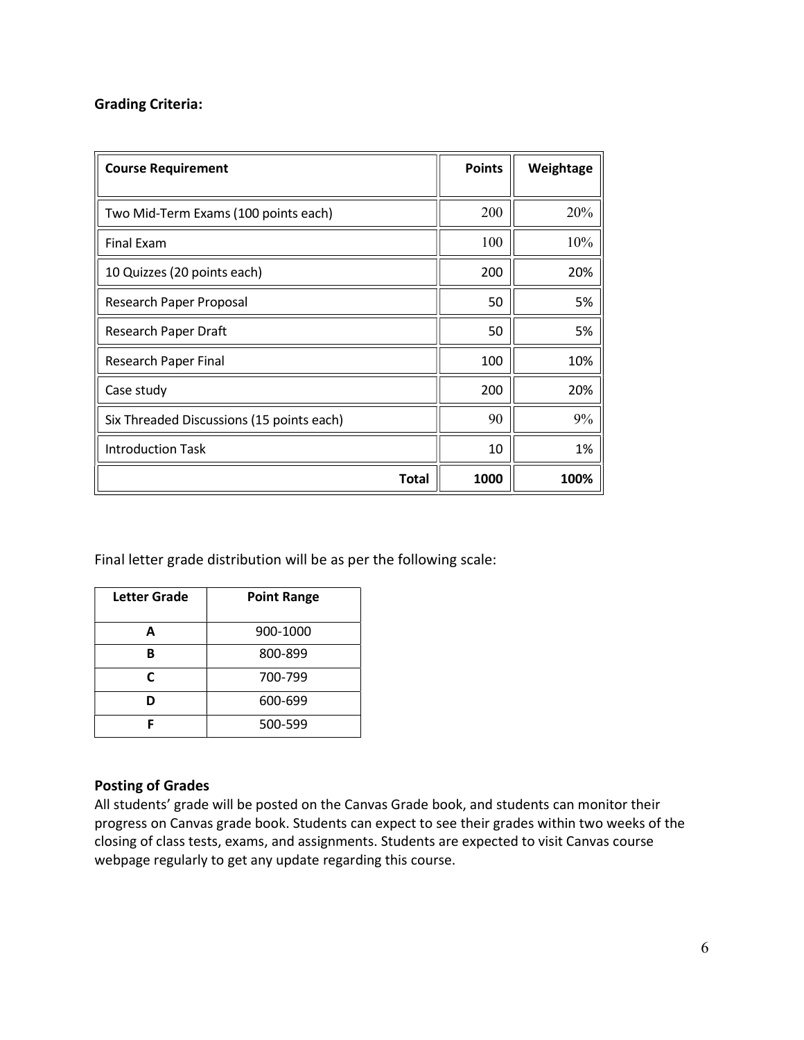**Grading Criteria:**

| Course Requirement | Points | Weightage |
|---|---|---|
| Two Mid-Term Exams (100 points each) | 200 | 20% |
| Final Exam | 100 | 10% |
| 10 Quizzes (20 points each) | 200 | 20% |
| Research Paper Proposal | 50 | 5% |
| Research Paper Draft | 50 | 5% |
| Research Paper Final | 100 | 10% |
| Case study | 200 | 20% |
| Six Threaded Discussions (15 points each) | 90 | 9% |
| Introduction Task | 10 | 1% |
| **Total** | **1000** | **100%** |

Final letter grade distribution will be as per the following scale:

| Letter Grade | Point Range |
|---|---|
| **A** | 900-1000 |
| **B** | 800-899 |
| **C** | 700-799 |
| **D** | 600-699 |
| **F** | 500-599 |

**Posting of Grades**

All students' grade will be posted on the Canvas Grade book, and students can monitor their progress on Canvas grade book. Students can expect to see their grades within two weeks of the closing of class tests, exams, and assignments. Students are expected to visit Canvas course webpage regularly to get any update regarding this course.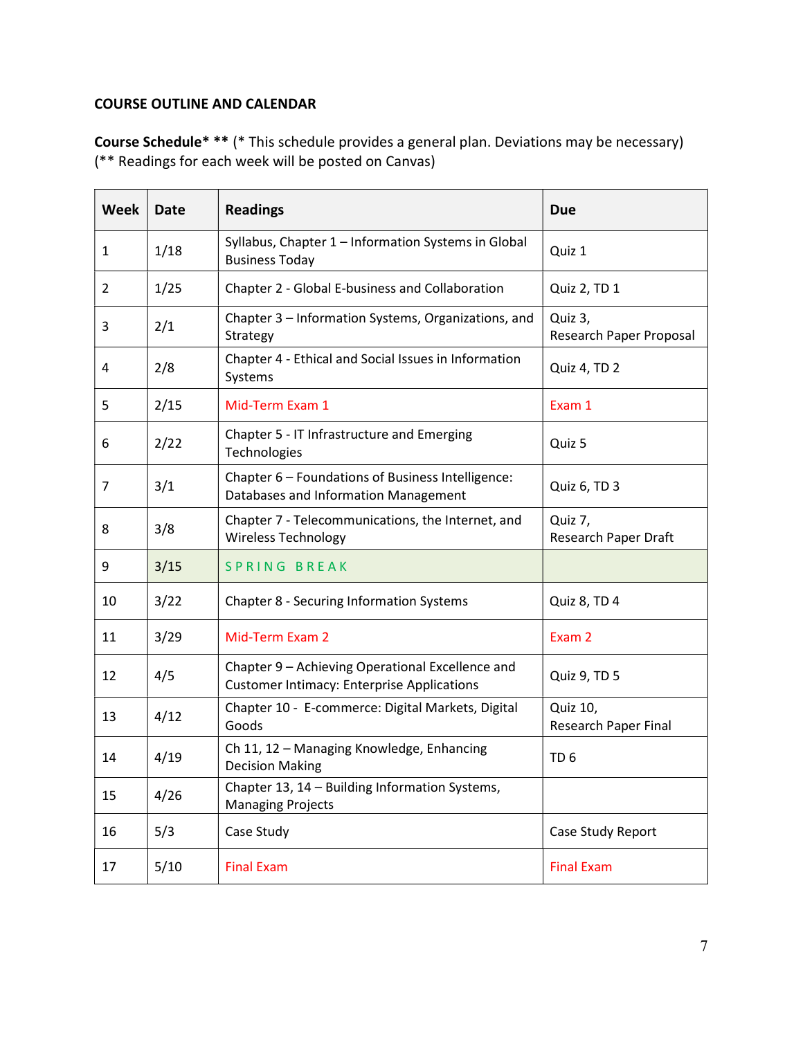## COURSE OUTLINE AND CALENDAR

**Course Schedule* **** (* This schedule provides a general plan. Deviations may be necessary)
(** Readings for each week will be posted on Canvas)

| Week | Date | Readings | Due |
|---|---|---|---|
| 1 | 1/18 | Syllabus, Chapter 1 – Information Systems in Global Business Today | Quiz 1 |
| 2 | 1/25 | Chapter 2 - Global E-business and Collaboration | Quiz 2, TD 1 |
| 3 | 2/1 | Chapter 3 – Information Systems, Organizations, and Strategy | Quiz 3, Research Paper Proposal |
| 4 | 2/8 | Chapter 4 - Ethical and Social Issues in Information Systems | Quiz 4, TD 2 |
| 5 | 2/15 | Mid-Term Exam 1 | Exam 1 |
| 6 | 2/22 | Chapter 5 - IT Infrastructure and Emerging Technologies | Quiz 5 |
| 7 | 3/1 | Chapter 6 – Foundations of Business Intelligence: Databases and Information Management | Quiz 6, TD 3 |
| 8 | 3/8 | Chapter 7 - Telecommunications, the Internet, and Wireless Technology | Quiz 7, Research Paper Draft |
| 9 | 3/15 | SPRING BREAK | |
| 10 | 3/22 | Chapter 8 - Securing Information Systems | Quiz 8, TD 4 |
| 11 | 3/29 | Mid-Term Exam 2 | Exam 2 |
| 12 | 4/5 | Chapter 9 – Achieving Operational Excellence and Customer Intimacy: Enterprise Applications | Quiz 9, TD 5 |
| 13 | 4/12 | Chapter 10 - E-commerce: Digital Markets, Digital Goods | Quiz 10, Research Paper Final |
| 14 | 4/19 | Ch 11, 12 – Managing Knowledge, Enhancing Decision Making | TD 6 |
| 15 | 4/26 | Chapter 13, 14 – Building Information Systems, Managing Projects | |
| 16 | 5/3 | Case Study | Case Study Report |
| 17 | 5/10 | Final Exam | Final Exam |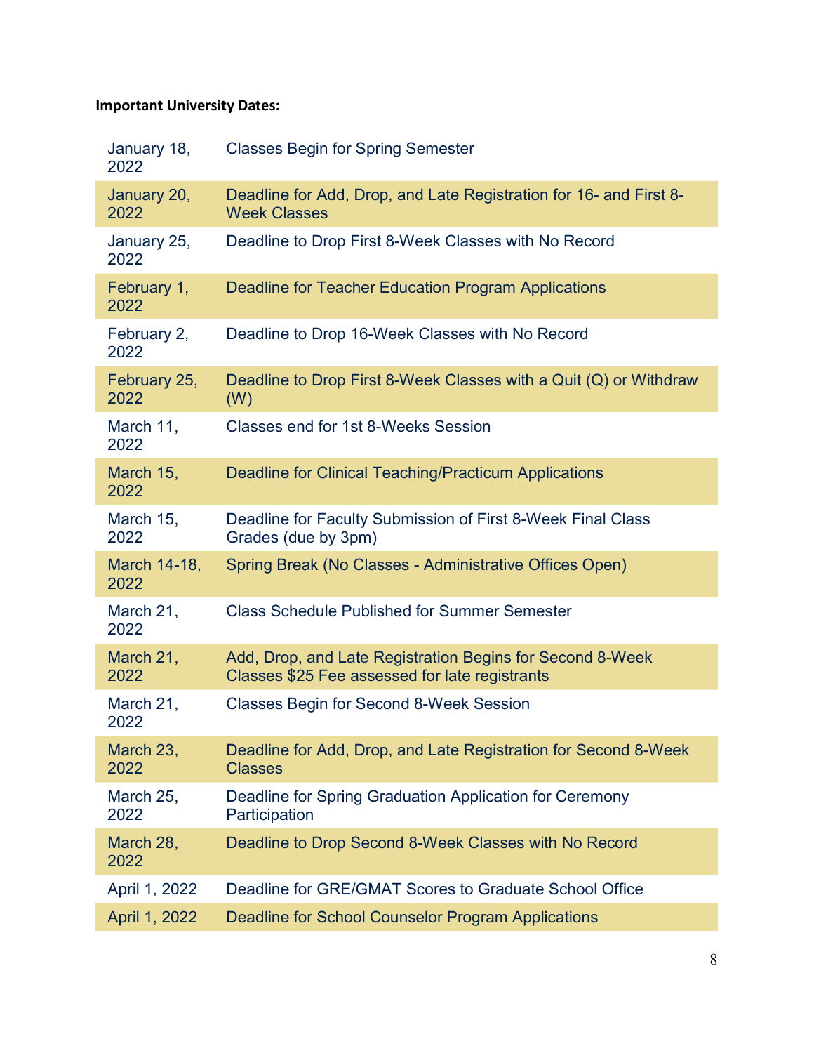**Important University Dates:**

| | |
|---|---|
| January 18, 2022 | Classes Begin for Spring Semester |
| January 20, 2022 | Deadline for Add, Drop, and Late Registration for 16- and First 8-Week Classes |
| January 25, 2022 | Deadline to Drop First 8-Week Classes with No Record |
| February 1, 2022 | Deadline for Teacher Education Program Applications |
| February 2, 2022 | Deadline to Drop 16-Week Classes with No Record |
| February 25, 2022 | Deadline to Drop First 8-Week Classes with a Quit (Q) or Withdraw (W) |
| March 11, 2022 | Classes end for 1st 8-Weeks Session |
| March 15, 2022 | Deadline for Clinical Teaching/Practicum Applications |
| March 15, 2022 | Deadline for Faculty Submission of First 8-Week Final Class Grades (due by 3pm) |
| March 14-18, 2022 | Spring Break (No Classes - Administrative Offices Open) |
| March 21, 2022 | Class Schedule Published for Summer Semester |
| March 21, 2022 | Add, Drop, and Late Registration Begins for Second 8-Week Classes $25 Fee assessed for late registrants |
| March 21, 2022 | Classes Begin for Second 8-Week Session |
| March 23, 2022 | Deadline for Add, Drop, and Late Registration for Second 8-Week Classes |
| March 25, 2022 | Deadline for Spring Graduation Application for Ceremony Participation |
| March 28, 2022 | Deadline to Drop Second 8-Week Classes with No Record |
| April 1, 2022 | Deadline for GRE/GMAT Scores to Graduate School Office |
| April 1, 2022 | Deadline for School Counselor Program Applications |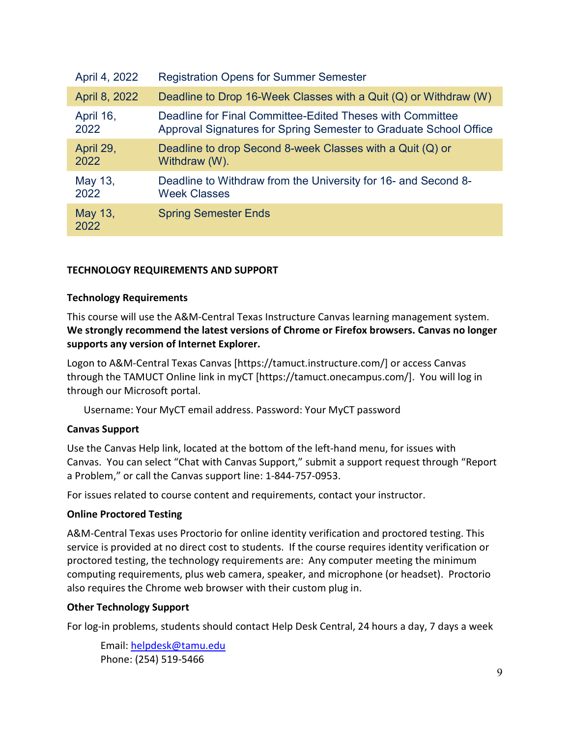| April 4, 2022 | Registration Opens for Summer Semester |
|---|---|
| April 8, 2022 | Deadline to Drop 16-Week Classes with a Quit (Q) or Withdraw (W) |
| April 16, 2022 | Deadline for Final Committee-Edited Theses with Committee Approval Signatures for Spring Semester to Graduate School Office |
| April 29, 2022 | Deadline to drop Second 8-week Classes with a Quit (Q) or Withdraw (W). |
| May 13, 2022 | Deadline to Withdraw from the University for 16- and Second 8-Week Classes |
| May 13, 2022 | Spring Semester Ends |

## TECHNOLOGY REQUIREMENTS AND SUPPORT

### Technology Requirements

This course will use the A&M-Central Texas Instructure Canvas learning management system. **We strongly recommend the latest versions of Chrome or Firefox browsers. Canvas no longer supports any version of Internet Explorer.**

Logon to A&M-Central Texas Canvas [https://tamuct.instructure.com/] or access Canvas through the TAMUCT Online link in myCT [https://tamuct.onecampus.com/]. You will log in through our Microsoft portal.

Username: Your MyCT email address. Password: Your MyCT password

### Canvas Support

Use the Canvas Help link, located at the bottom of the left-hand menu, for issues with Canvas. You can select "Chat with Canvas Support," submit a support request through "Report a Problem," or call the Canvas support line: 1-844-757-0953.

For issues related to course content and requirements, contact your instructor.

### Online Proctored Testing

A&M-Central Texas uses Proctorio for online identity verification and proctored testing. This service is provided at no direct cost to students. If the course requires identity verification or proctored testing, the technology requirements are: Any computer meeting the minimum computing requirements, plus web camera, speaker, and microphone (or headset). Proctorio also requires the Chrome web browser with their custom plug in.

### Other Technology Support

For log-in problems, students should contact Help Desk Central, 24 hours a day, 7 days a week

Email: helpdesk@tamu.edu
Phone: (254) 519-5466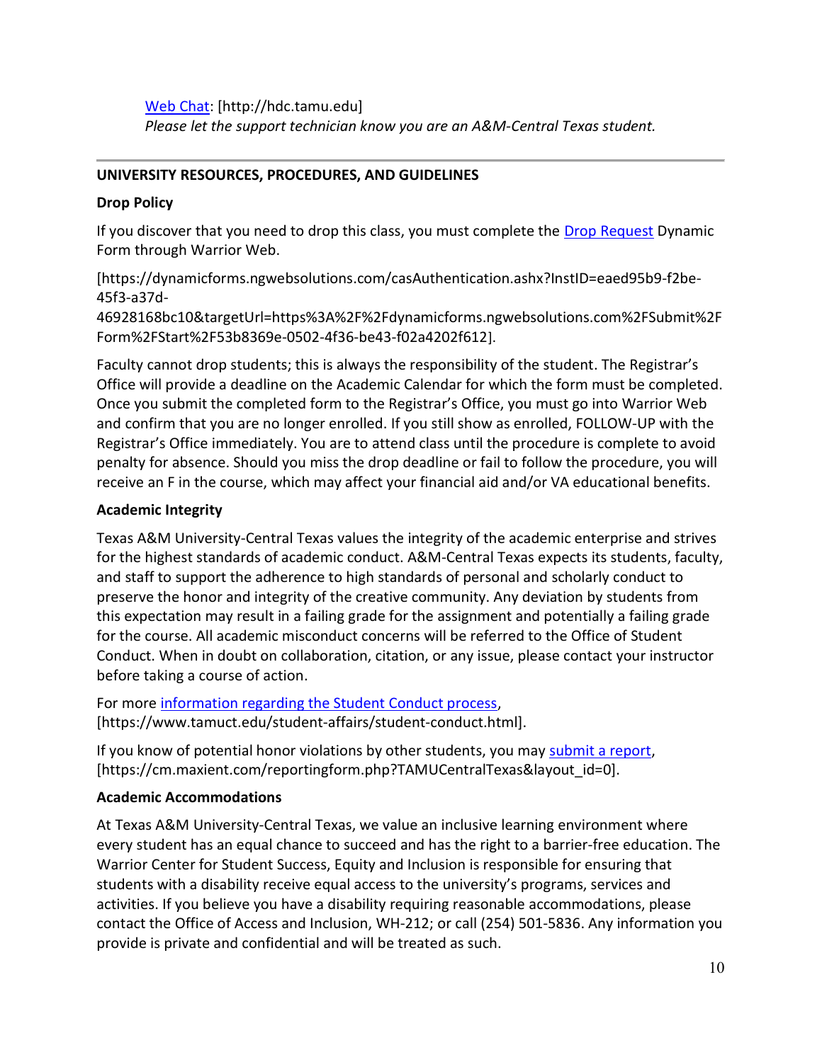[Web Chat](http://hdc.tamu.edu): [http://hdc.tamu.edu]
*Please let the support technician know you are an A&M-Central Texas student.*

---

## UNIVERSITY RESOURCES, PROCEDURES, AND GUIDELINES

### Drop Policy

If you discover that you need to drop this class, you must complete the Drop Request Dynamic Form through Warrior Web.

[https://dynamicforms.ngwebsolutions.com/casAuthentication.ashx?InstID=eaed95b9-f2be-45f3-a37d-46928168bc10&targetUrl=https%3A%2F%2Fdynamicforms.ngwebsolutions.com%2FSubmit%2FForm%2FStart%2F53b8369e-0502-4f36-be43-f02a4202f612].

Faculty cannot drop students; this is always the responsibility of the student. The Registrar's Office will provide a deadline on the Academic Calendar for which the form must be completed. Once you submit the completed form to the Registrar's Office, you must go into Warrior Web and confirm that you are no longer enrolled. If you still show as enrolled, FOLLOW-UP with the Registrar's Office immediately. You are to attend class until the procedure is complete to avoid penalty for absence. Should you miss the drop deadline or fail to follow the procedure, you will receive an F in the course, which may affect your financial aid and/or VA educational benefits.

### Academic Integrity

Texas A&M University-Central Texas values the integrity of the academic enterprise and strives for the highest standards of academic conduct. A&M-Central Texas expects its students, faculty, and staff to support the adherence to high standards of personal and scholarly conduct to preserve the honor and integrity of the creative community. Any deviation by students from this expectation may result in a failing grade for the assignment and potentially a failing grade for the course. All academic misconduct concerns will be referred to the Office of Student Conduct. When in doubt on collaboration, citation, or any issue, please contact your instructor before taking a course of action.

For more information regarding the Student Conduct process, [https://www.tamuct.edu/student-affairs/student-conduct.html].

If you know of potential honor violations by other students, you may submit a report, [https://cm.maxient.com/reportingform.php?TAMUCentralTexas&layout_id=0].

### Academic Accommodations

At Texas A&M University-Central Texas, we value an inclusive learning environment where every student has an equal chance to succeed and has the right to a barrier-free education. The Warrior Center for Student Success, Equity and Inclusion is responsible for ensuring that students with a disability receive equal access to the university's programs, services and activities. If you believe you have a disability requiring reasonable accommodations, please contact the Office of Access and Inclusion, WH-212; or call (254) 501-5836. Any information you provide is private and confidential and will be treated as such.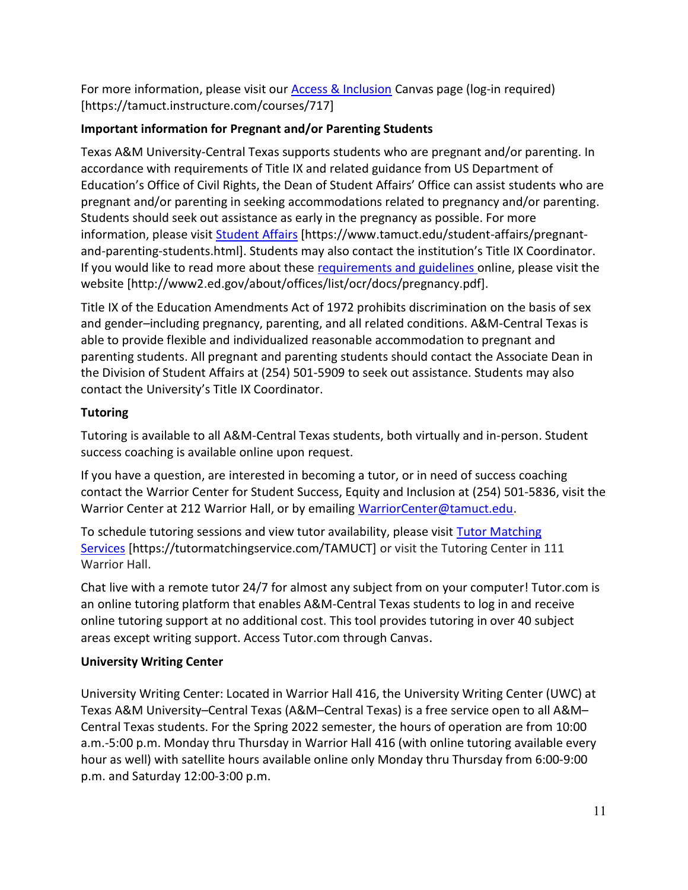For more information, please visit our Access & Inclusion Canvas page (log-in required) [https://tamuct.instructure.com/courses/717]

**Important information for Pregnant and/or Parenting Students**

Texas A&M University-Central Texas supports students who are pregnant and/or parenting. In accordance with requirements of Title IX and related guidance from US Department of Education's Office of Civil Rights, the Dean of Student Affairs' Office can assist students who are pregnant and/or parenting in seeking accommodations related to pregnancy and/or parenting. Students should seek out assistance as early in the pregnancy as possible. For more information, please visit Student Affairs [https://www.tamuct.edu/student-affairs/pregnant-and-parenting-students.html]. Students may also contact the institution's Title IX Coordinator. If you would like to read more about these requirements and guidelines online, please visit the website [http://www2.ed.gov/about/offices/list/ocr/docs/pregnancy.pdf].

Title IX of the Education Amendments Act of 1972 prohibits discrimination on the basis of sex and gender–including pregnancy, parenting, and all related conditions. A&M-Central Texas is able to provide flexible and individualized reasonable accommodation to pregnant and parenting students. All pregnant and parenting students should contact the Associate Dean in the Division of Student Affairs at (254) 501-5909 to seek out assistance. Students may also contact the University's Title IX Coordinator.

**Tutoring**

Tutoring is available to all A&M-Central Texas students, both virtually and in-person. Student success coaching is available online upon request.

If you have a question, are interested in becoming a tutor, or in need of success coaching contact the Warrior Center for Student Success, Equity and Inclusion at (254) 501-5836, visit the Warrior Center at 212 Warrior Hall, or by emailing WarriorCenter@tamuct.edu.

To schedule tutoring sessions and view tutor availability, please visit Tutor Matching Services [https://tutormatchingservice.com/TAMUCT] or visit the Tutoring Center in 111 Warrior Hall.

Chat live with a remote tutor 24/7 for almost any subject from on your computer! Tutor.com is an online tutoring platform that enables A&M-Central Texas students to log in and receive online tutoring support at no additional cost. This tool provides tutoring in over 40 subject areas except writing support. Access Tutor.com through Canvas.

**University Writing Center**

University Writing Center: Located in Warrior Hall 416, the University Writing Center (UWC) at Texas A&M University–Central Texas (A&M–Central Texas) is a free service open to all A&M–Central Texas students. For the Spring 2022 semester, the hours of operation are from 10:00 a.m.-5:00 p.m. Monday thru Thursday in Warrior Hall 416 (with online tutoring available every hour as well) with satellite hours available online only Monday thru Thursday from 6:00-9:00 p.m. and Saturday 12:00-3:00 p.m.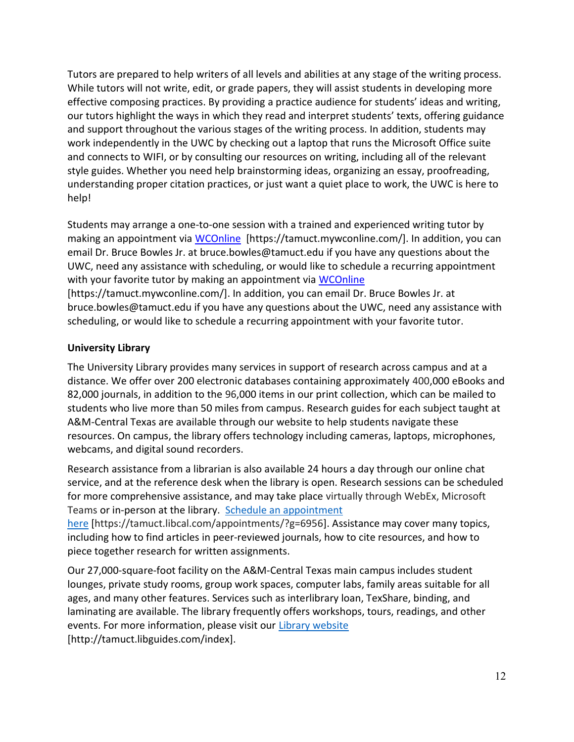Tutors are prepared to help writers of all levels and abilities at any stage of the writing process. While tutors will not write, edit, or grade papers, they will assist students in developing more effective composing practices. By providing a practice audience for students' ideas and writing, our tutors highlight the ways in which they read and interpret students' texts, offering guidance and support throughout the various stages of the writing process. In addition, students may work independently in the UWC by checking out a laptop that runs the Microsoft Office suite and connects to WIFI, or by consulting our resources on writing, including all of the relevant style guides. Whether you need help brainstorming ideas, organizing an essay, proofreading, understanding proper citation practices, or just want a quiet place to work, the UWC is here to help!

Students may arrange a one-to-one session with a trained and experienced writing tutor by making an appointment via WCOnline [https://tamuct.mywconline.com/]. In addition, you can email Dr. Bruce Bowles Jr. at bruce.bowles@tamuct.edu if you have any questions about the UWC, need any assistance with scheduling, or would like to schedule a recurring appointment with your favorite tutor by making an appointment via WCOnline [https://tamuct.mywconline.com/]. In addition, you can email Dr. Bruce Bowles Jr. at bruce.bowles@tamuct.edu if you have any questions about the UWC, need any assistance with scheduling, or would like to schedule a recurring appointment with your favorite tutor.

**University Library**

The University Library provides many services in support of research across campus and at a distance. We offer over 200 electronic databases containing approximately 400,000 eBooks and 82,000 journals, in addition to the 96,000 items in our print collection, which can be mailed to students who live more than 50 miles from campus. Research guides for each subject taught at A&M-Central Texas are available through our website to help students navigate these resources. On campus, the library offers technology including cameras, laptops, microphones, webcams, and digital sound recorders.

Research assistance from a librarian is also available 24 hours a day through our online chat service, and at the reference desk when the library is open. Research sessions can be scheduled for more comprehensive assistance, and may take place virtually through WebEx, Microsoft Teams or in-person at the library. Schedule an appointment here [https://tamuct.libcal.com/appointments/?g=6956]. Assistance may cover many topics, including how to find articles in peer-reviewed journals, how to cite resources, and how to piece together research for written assignments.

Our 27,000-square-foot facility on the A&M-Central Texas main campus includes student lounges, private study rooms, group work spaces, computer labs, family areas suitable for all ages, and many other features. Services such as interlibrary loan, TexShare, binding, and laminating are available. The library frequently offers workshops, tours, readings, and other events. For more information, please visit our Library website [http://tamuct.libguides.com/index].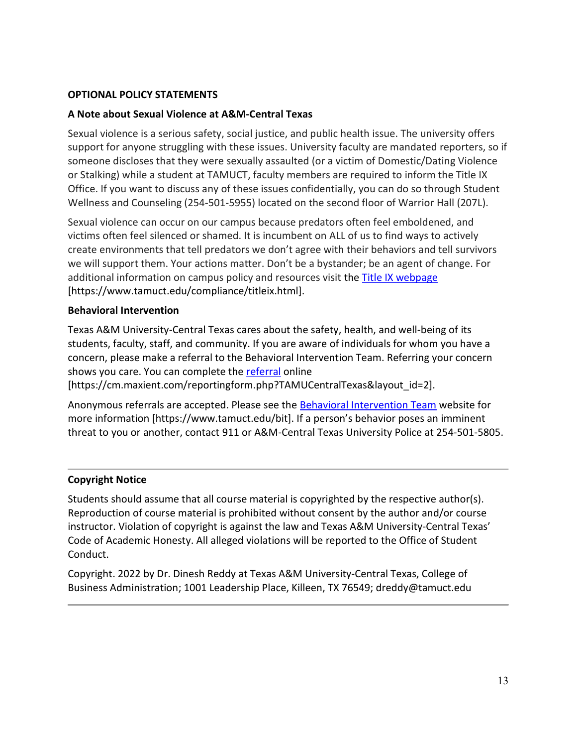**OPTIONAL POLICY STATEMENTS**

**A Note about Sexual Violence at A&M-Central Texas**

Sexual violence is a serious safety, social justice, and public health issue. The university offers support for anyone struggling with these issues. University faculty are mandated reporters, so if someone discloses that they were sexually assaulted (or a victim of Domestic/Dating Violence or Stalking) while a student at TAMUCT, faculty members are required to inform the Title IX Office. If you want to discuss any of these issues confidentially, you can do so through Student Wellness and Counseling (254-501-5955) located on the second floor of Warrior Hall (207L).

Sexual violence can occur on our campus because predators often feel emboldened, and victims often feel silenced or shamed. It is incumbent on ALL of us to find ways to actively create environments that tell predators we don't agree with their behaviors and tell survivors we will support them. Your actions matter. Don't be a bystander; be an agent of change. For additional information on campus policy and resources visit the Title IX webpage [https://www.tamuct.edu/compliance/titleix.html].

**Behavioral Intervention**

Texas A&M University-Central Texas cares about the safety, health, and well-being of its students, faculty, staff, and community. If you are aware of individuals for whom you have a concern, please make a referral to the Behavioral Intervention Team. Referring your concern shows you care. You can complete the referral online [https://cm.maxient.com/reportingform.php?TAMUCentralTexas&layout_id=2].

Anonymous referrals are accepted. Please see the Behavioral Intervention Team website for more information [https://www.tamuct.edu/bit]. If a person's behavior poses an imminent threat to you or another, contact 911 or A&M-Central Texas University Police at 254-501-5805.

---

**Copyright Notice**

Students should assume that all course material is copyrighted by the respective author(s). Reproduction of course material is prohibited without consent by the author and/or course instructor. Violation of copyright is against the law and Texas A&M University-Central Texas' Code of Academic Honesty. All alleged violations will be reported to the Office of Student Conduct.

Copyright. 2022 by Dr. Dinesh Reddy at Texas A&M University-Central Texas, College of Business Administration; 1001 Leadership Place, Killeen, TX 76549; dreddy@tamuct.edu

---